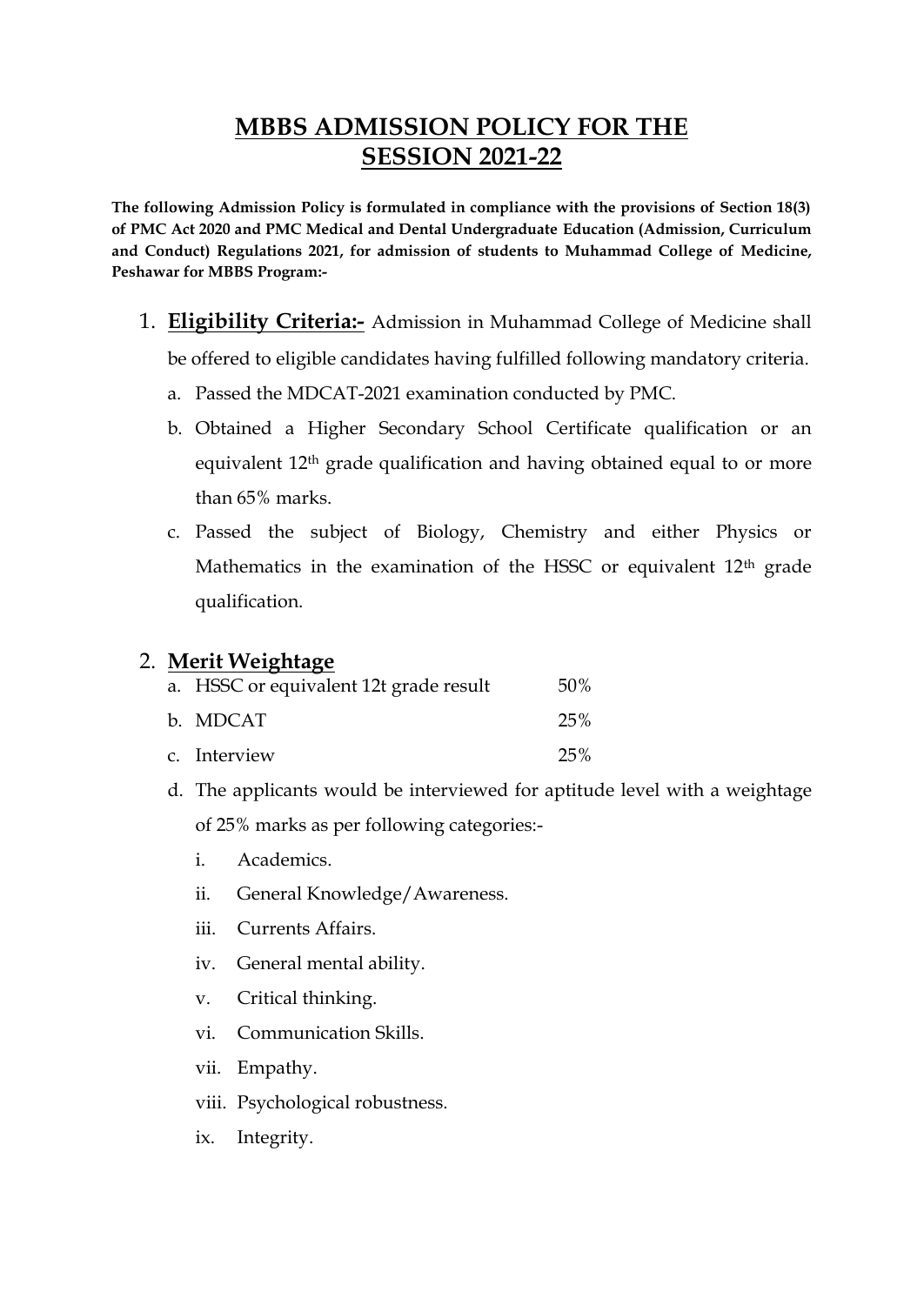# MBBS ADMISSION POLICY FOR THE SESSION 2021-22

**The following Admission Policy is formulated in compliance with the provisions of Section 18(3) of PMC Act 2020 and PMC Medical and Dental Undergraduate Education (Admission, Curriculum and Conduct) Regulations 2021, for admission of students to Muhammad College of Medicine, Peshawar for MBBS Program:-**

1. **Eligibility Criteria:-** Admission in Muhammad College of Medicine shall be offered to eligible candidates having fulfilled following mandatory criteria.
   a. Passed the MDCAT-2021 examination conducted by PMC.
   b. Obtained a Higher Secondary School Certificate qualification or an equivalent 12th grade qualification and having obtained equal to or more than 65% marks.
   c. Passed the subject of Biology, Chemistry and either Physics or Mathematics in the examination of the HSSC or equivalent 12th grade qualification.

2. **Merit Weightage**
   a. HSSC or equivalent 12t grade result 50%
   b. MDCAT 25%
   c. Interview 25%
   d. The applicants would be interviewed for aptitude level with a weightage of 25% marks as per following categories:-
      i. Academics.
      ii. General Knowledge/Awareness.
      iii. Currents Affairs.
      iv. General mental ability.
      v. Critical thinking.
      vi. Communication Skills.
      vii. Empathy.
      viii. Psychological robustness.
      ix. Integrity.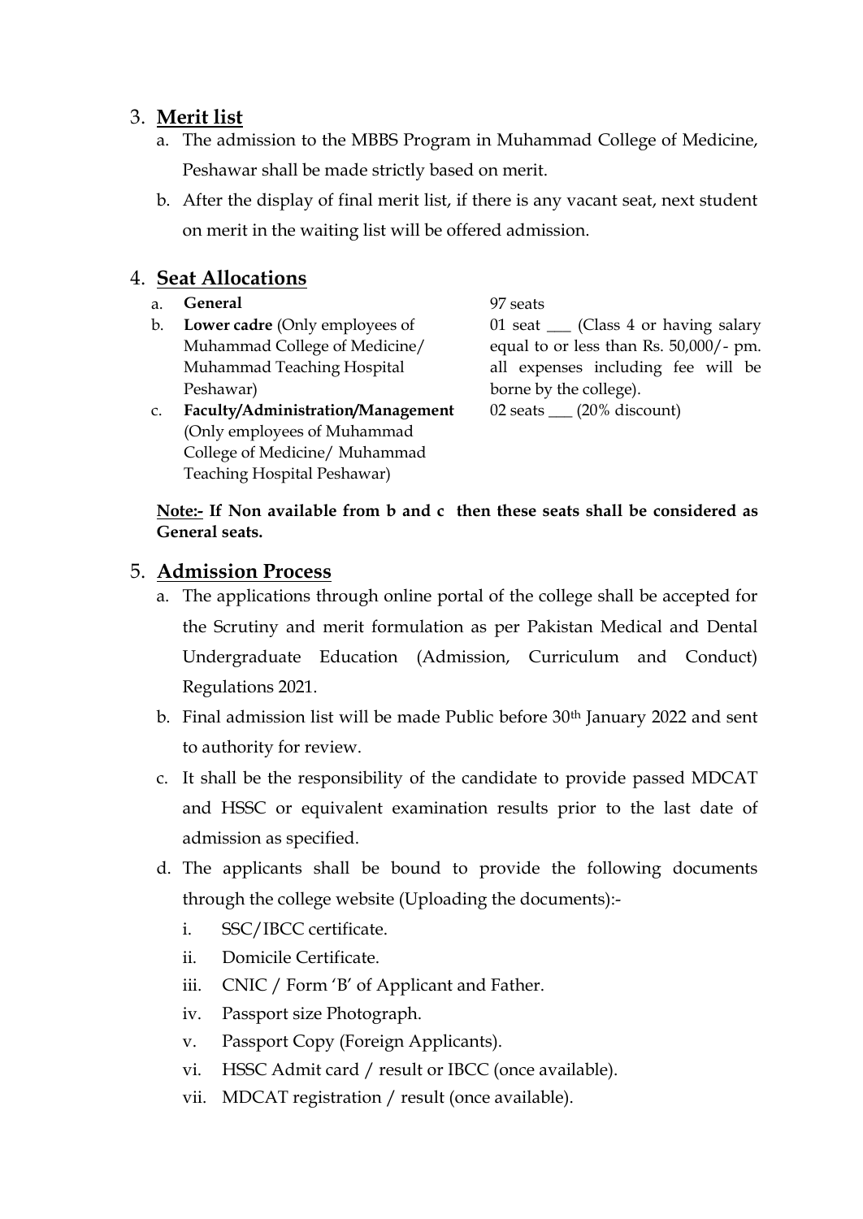3. **Merit list**
   a. The admission to the MBBS Program in Muhammad College of Medicine, Peshawar shall be made strictly based on merit.
   b. After the display of final merit list, if there is any vacant seat, next student on merit in the waiting list will be offered admission.

4. **Seat Allocations**

| | | |
|---|---|---|
| a. | **General** | 97 seats |
| b. | **Lower cadre** (Only employees of Muhammad College of Medicine/ Muhammad Teaching Hospital Peshawar) | 01 seat ___ (Class 4 or having salary equal to or less than Rs. 50,000/- pm. all expenses including fee will be borne by the college). |
| c. | **Faculty/Administration/Management** (Only employees of Muhammad College of Medicine/ Muhammad Teaching Hospital Peshawar) | 02 seats ___ (20% discount) |

**Note:- If Non available from b and c then these seats shall be considered as General seats.**

5. **Admission Process**
   a. The applications through online portal of the college shall be accepted for the Scrutiny and merit formulation as per Pakistan Medical and Dental Undergraduate Education (Admission, Curriculum and Conduct) Regulations 2021.
   b. Final admission list will be made Public before 30th January 2022 and sent to authority for review.
   c. It shall be the responsibility of the candidate to provide passed MDCAT and HSSC or equivalent examination results prior to the last date of admission as specified.
   d. The applicants shall be bound to provide the following documents through the college website (Uploading the documents):-
      i. SSC/IBCC certificate.
      ii. Domicile Certificate.
      iii. CNIC / Form 'B' of Applicant and Father.
      iv. Passport size Photograph.
      v. Passport Copy (Foreign Applicants).
      vi. HSSC Admit card / result or IBCC (once available).
      vii. MDCAT registration / result (once available).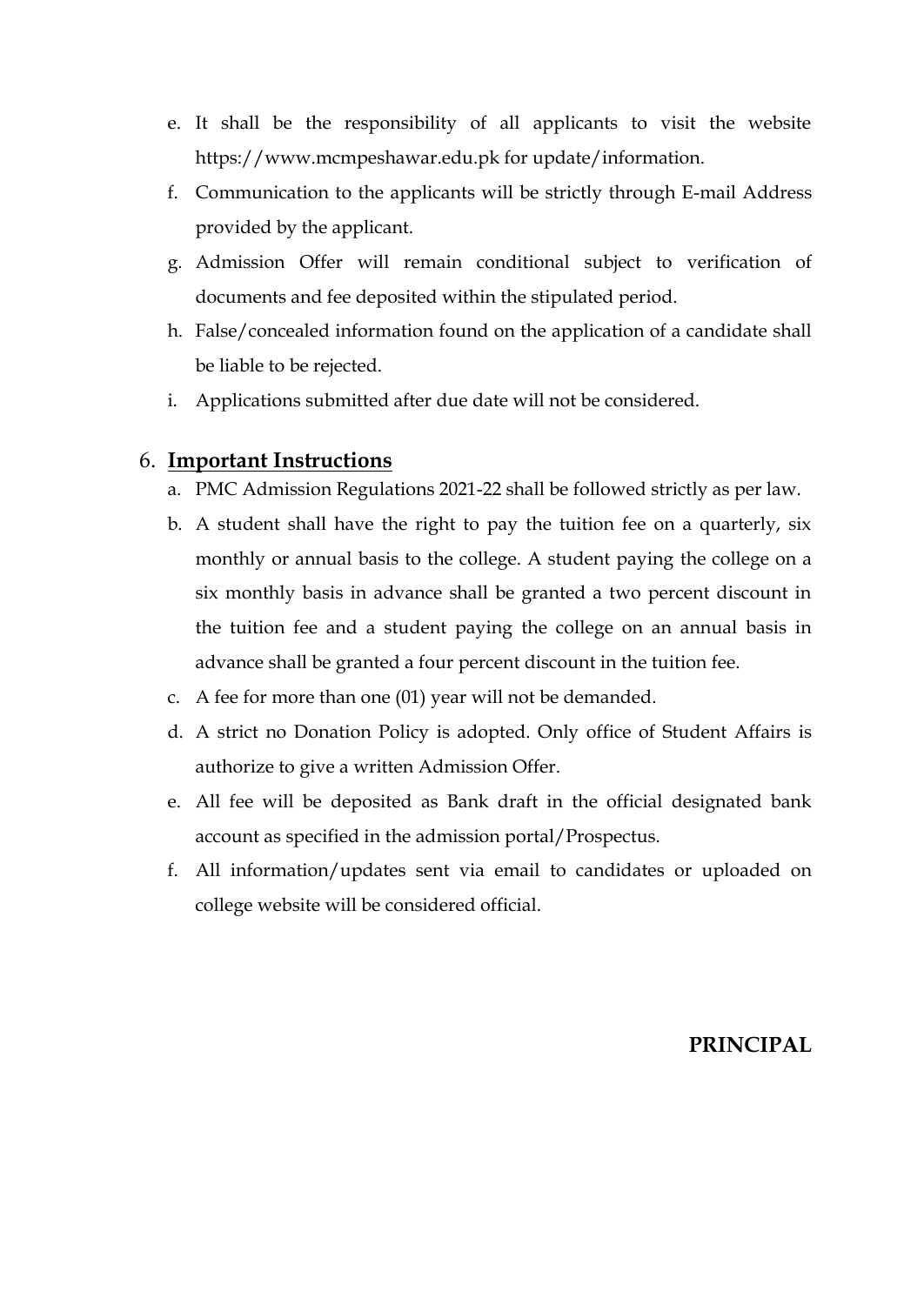e. It shall be the responsibility of all applicants to visit the website https://www.mcmpeshawar.edu.pk for update/information.
f. Communication to the applicants will be strictly through E-mail Address provided by the applicant.
g. Admission Offer will remain conditional subject to verification of documents and fee deposited within the stipulated period.
h. False/concealed information found on the application of a candidate shall be liable to be rejected.
i. Applications submitted after due date will not be considered.

## 6. **Important Instructions**

a. PMC Admission Regulations 2021-22 shall be followed strictly as per law.
b. A student shall have the right to pay the tuition fee on a quarterly, six monthly or annual basis to the college. A student paying the college on a six monthly basis in advance shall be granted a two percent discount in the tuition fee and a student paying the college on an annual basis in advance shall be granted a four percent discount in the tuition fee.
c. A fee for more than one (01) year will not be demanded.
d. A strict no Donation Policy is adopted. Only office of Student Affairs is authorize to give a written Admission Offer.
e. All fee will be deposited as Bank draft in the official designated bank account as specified in the admission portal/Prospectus.
f. All information/updates sent via email to candidates or uploaded on college website will be considered official.

**PRINCIPAL**